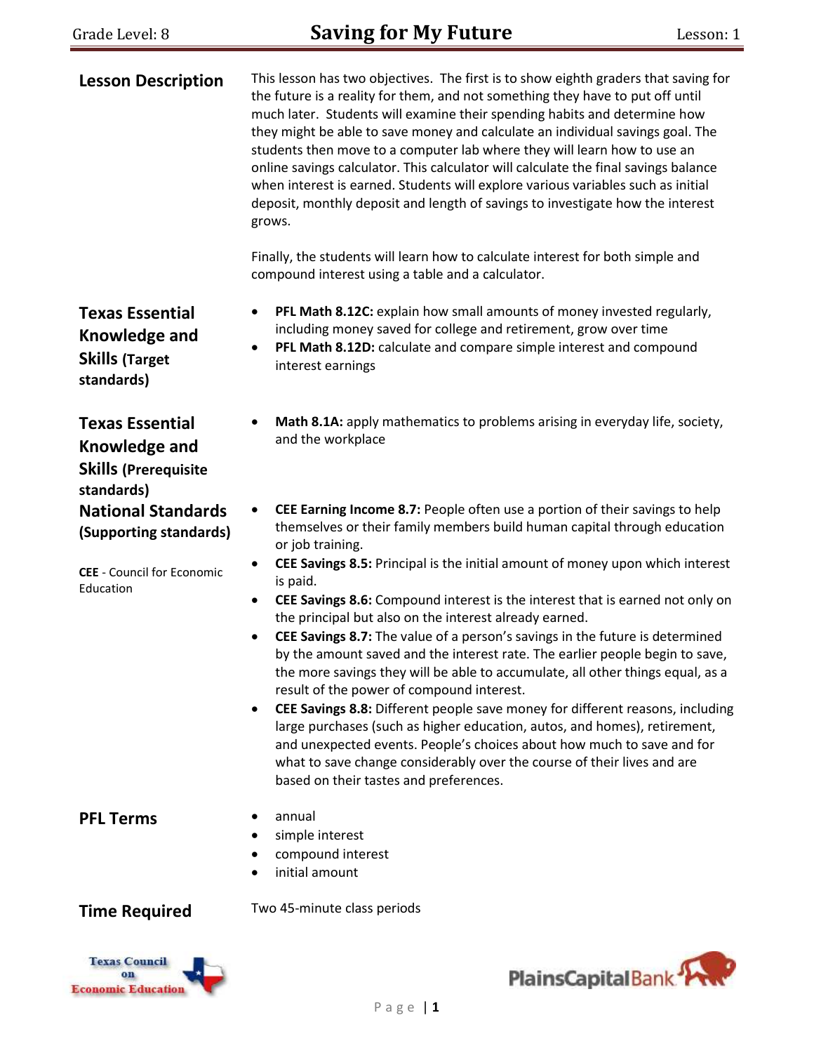Grade Level: 8

# Saving for My Future

Lesson: 1

## Lesson Description

This lesson has two objectives. The first is to show eighth graders that saving for the future is a reality for them, and not something they have to put off until much later. Students will examine their spending habits and determine how they might be able to save money and calculate an individual savings goal. The students then move to a computer lab where they will learn how to use an online savings calculator. This calculator will calculate the final savings balance when interest is earned. Students will explore various variables such as initial deposit, monthly deposit and length of savings to investigate how the interest grows.

Finally, the students will learn how to calculate interest for both simple and compound interest using a table and a calculator.

## Texas Essential Knowledge and Skills (Target standards)

- **PFL Math 8.12C:** explain how small amounts of money invested regularly, including money saved for college and retirement, grow over time
- **PFL Math 8.12D:** calculate and compare simple interest and compound interest earnings

## Texas Essential Knowledge and Skills (Prerequisite standards)

- **Math 8.1A:** apply mathematics to problems arising in everyday life, society, and the workplace

## National Standards (Supporting standards)

**CEE** - Council for Economic Education

- **CEE Earning Income 8.7:** People often use a portion of their savings to help themselves or their family members build human capital through education or job training.
- **CEE Savings 8.5:** Principal is the initial amount of money upon which interest is paid.
- **CEE Savings 8.6:** Compound interest is the interest that is earned not only on the principal but also on the interest already earned.
- **CEE Savings 8.7:** The value of a person's savings in the future is determined by the amount saved and the interest rate. The earlier people begin to save, the more savings they will be able to accumulate, all other things equal, as a result of the power of compound interest.
- **CEE Savings 8.8:** Different people save money for different reasons, including large purchases (such as higher education, autos, and homes), retirement, and unexpected events. People's choices about how much to save and for what to save change considerably over the course of their lives and are based on their tastes and preferences.

## PFL Terms

- annual
- simple interest
- compound interest
- initial amount

## Time Required

Two 45-minute class periods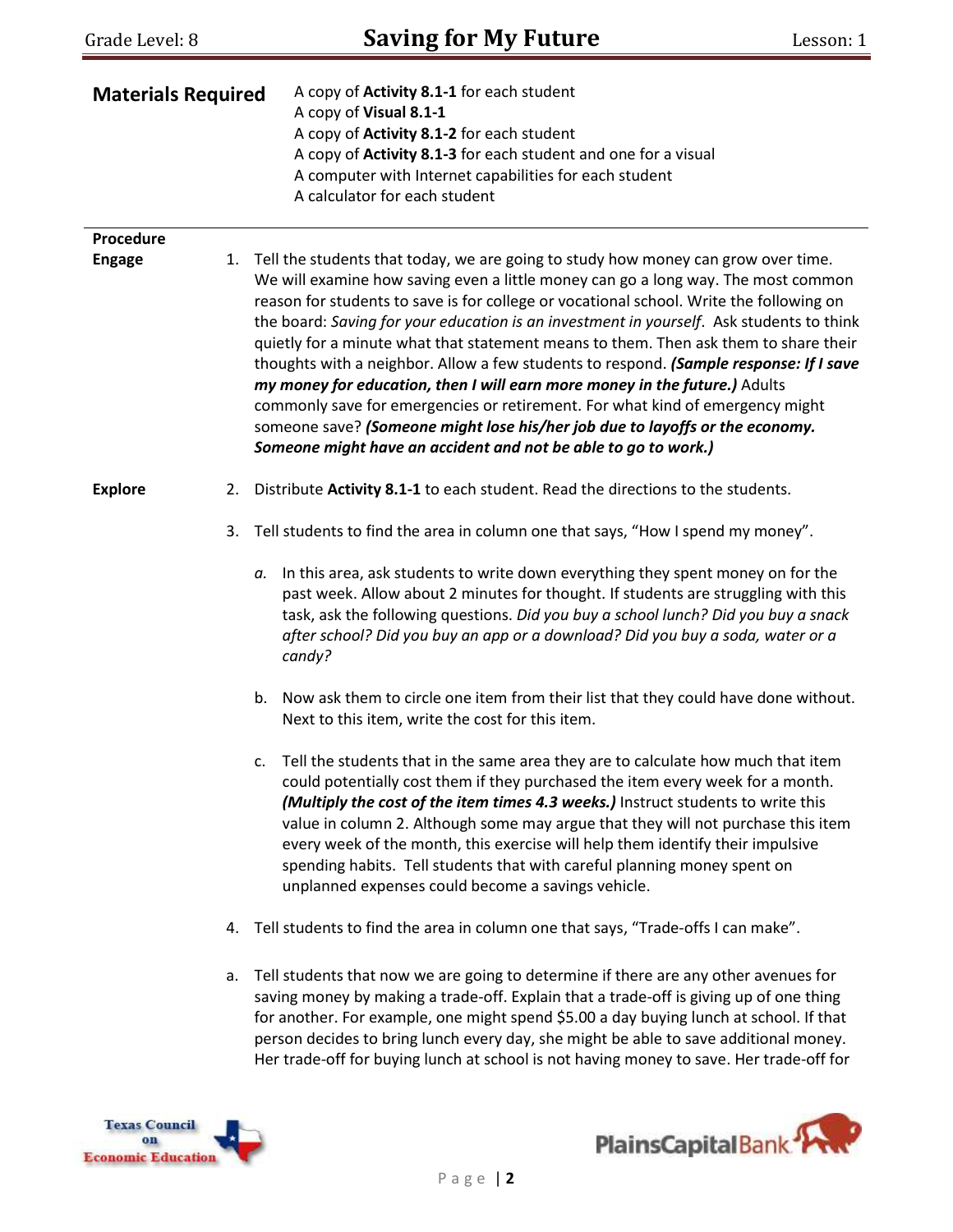## Materials Required

A copy of **Activity 8.1-1** for each student
A copy of **Visual 8.1-1**
A copy of **Activity 8.1-2** for each student
A copy of **Activity 8.1-3** for each student and one for a visual
A computer with Internet capabilities for each student
A calculator for each student

## Procedure

### Engage

1. Tell the students that today, we are going to study how money can grow over time. We will examine how saving even a little money can go a long way. The most common reason for students to save is for college or vocational school. Write the following on the board: *Saving for your education is an investment in yourself*. Ask students to think quietly for a minute what that statement means to them. Then ask them to share their thoughts with a neighbor. Allow a few students to respond. ***(Sample response: If I save my money for education, then I will earn more money in the future.)*** Adults commonly save for emergencies or retirement. For what kind of emergency might someone save? ***(Someone might lose his/her job due to layoffs or the economy. Someone might have an accident and not be able to go to work.)***

### Explore

2. Distribute **Activity 8.1-1** to each student. Read the directions to the students.

3. Tell students to find the area in column one that says, "How I spend my money".

   a. In this area, ask students to write down everything they spent money on for the past week. Allow about 2 minutes for thought. If students are struggling with this task, ask the following questions. *Did you buy a school lunch? Did you buy a snack after school? Did you buy an app or a download? Did you buy a soda, water or a candy?*

   b. Now ask them to circle one item from their list that they could have done without. Next to this item, write the cost for this item.

   c. Tell the students that in the same area they are to calculate how much that item could potentially cost them if they purchased the item every week for a month. ***(Multiply the cost of the item times 4.3 weeks.)*** Instruct students to write this value in column 2. Although some may argue that they will not purchase this item every week of the month, this exercise will help them identify their impulsive spending habits. Tell students that with careful planning money spent on unplanned expenses could become a savings vehicle.

4. Tell students to find the area in column one that says, "Trade-offs I can make".

   a. Tell students that now we are going to determine if there are any other avenues for saving money by making a trade-off. Explain that a trade-off is giving up of one thing for another. For example, one might spend $5.00 a day buying lunch at school. If that person decides to bring lunch every day, she might be able to save additional money. Her trade-off for buying lunch at school is not having money to save. Her trade-off for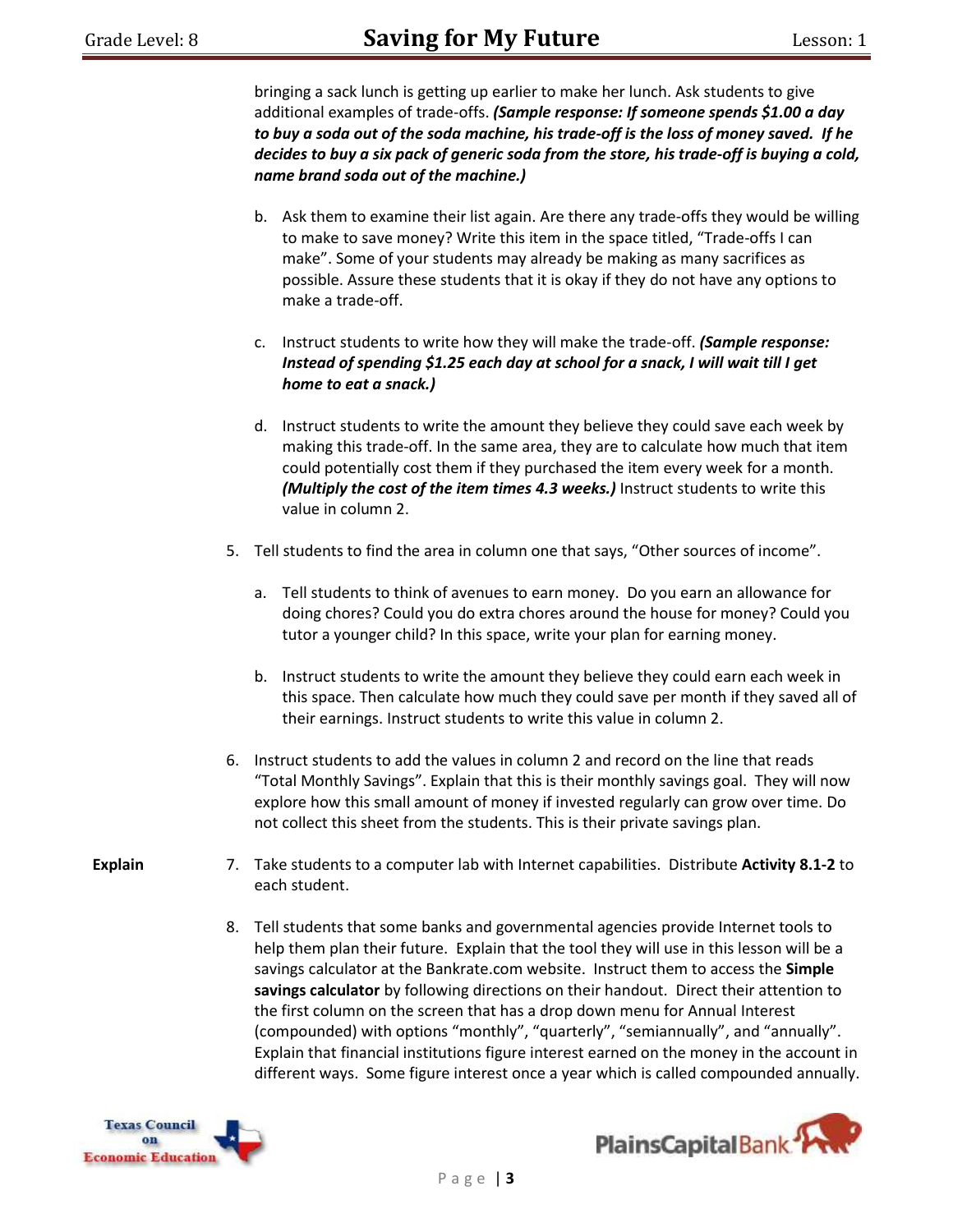bringing a sack lunch is getting up earlier to make her lunch. Ask students to give additional examples of trade-offs. ***(Sample response: If someone spends $1.00 a day to buy a soda out of the soda machine, his trade-off is the loss of money saved. If he decides to buy a six pack of generic soda from the store, his trade-off is buying a cold, name brand soda out of the machine.)***

b. Ask them to examine their list again. Are there any trade-offs they would be willing to make to save money? Write this item in the space titled, "Trade-offs I can make". Some of your students may already be making as many sacrifices as possible. Assure these students that it is okay if they do not have any options to make a trade-off.

c. Instruct students to write how they will make the trade-off. ***(Sample response: Instead of spending $1.25 each day at school for a snack, I will wait till I get home to eat a snack.)***

d. Instruct students to write the amount they believe they could save each week by making this trade-off. In the same area, they are to calculate how much that item could potentially cost them if they purchased the item every week for a month. ***(Multiply the cost of the item times 4.3 weeks.)*** Instruct students to write this value in column 2.

5. Tell students to find the area in column one that says, "Other sources of income".

   a. Tell students to think of avenues to earn money. Do you earn an allowance for doing chores? Could you do extra chores around the house for money? Could you tutor a younger child? In this space, write your plan for earning money.

   b. Instruct students to write the amount they believe they could earn each week in this space. Then calculate how much they could save per month if they saved all of their earnings. Instruct students to write this value in column 2.

6. Instruct students to add the values in column 2 and record on the line that reads "Total Monthly Savings". Explain that this is their monthly savings goal. They will now explore how this small amount of money if invested regularly can grow over time. Do not collect this sheet from the students. This is their private savings plan.

**Explain**

7. Take students to a computer lab with Internet capabilities. Distribute **Activity 8.1-2** to each student.

8. Tell students that some banks and governmental agencies provide Internet tools to help them plan their future. Explain that the tool they will use in this lesson will be a savings calculator at the Bankrate.com website. Instruct them to access the **Simple savings calculator** by following directions on their handout. Direct their attention to the first column on the screen that has a drop down menu for Annual Interest (compounded) with options "monthly", "quarterly", "semiannually", and "annually". Explain that financial institutions figure interest earned on the money in the account in different ways. Some figure interest once a year which is called compounded annually.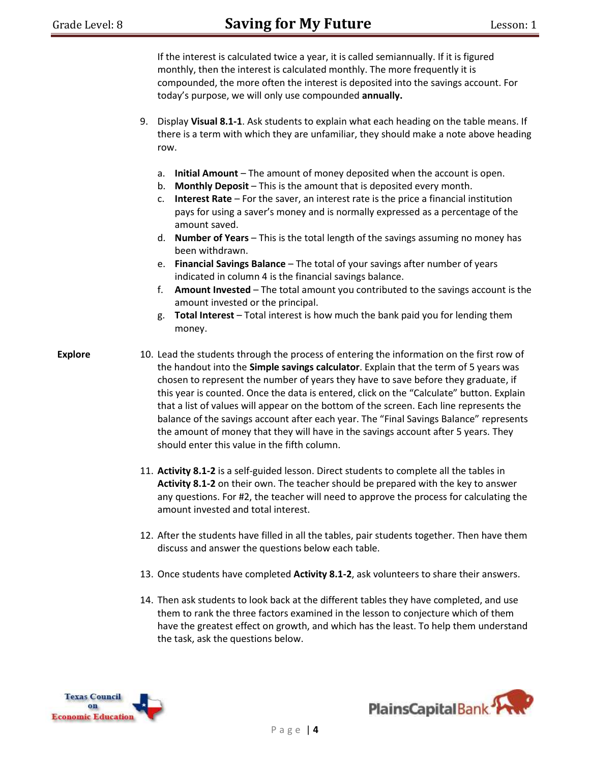If the interest is calculated twice a year, it is called semiannually. If it is figured monthly, then the interest is calculated monthly. The more frequently it is compounded, the more often the interest is deposited into the savings account. For today's purpose, we will only use compounded **annually.**

9. Display **Visual 8.1-1**. Ask students to explain what each heading on the table means. If there is a term with which they are unfamiliar, they should make a note above heading row.

   a. **Initial Amount** – The amount of money deposited when the account is open.
   b. **Monthly Deposit** – This is the amount that is deposited every month.
   c. **Interest Rate** – For the saver, an interest rate is the price a financial institution pays for using a saver's money and is normally expressed as a percentage of the amount saved.
   d. **Number of Years** – This is the total length of the savings assuming no money has been withdrawn.
   e. **Financial Savings Balance** – The total of your savings after number of years indicated in column 4 is the financial savings balance.
   f. **Amount Invested** – The total amount you contributed to the savings account is the amount invested or the principal.
   g. **Total Interest** – Total interest is how much the bank paid you for lending them money.

**Explore**

10. Lead the students through the process of entering the information on the first row of the handout into the **Simple savings calculator**. Explain that the term of 5 years was chosen to represent the number of years they have to save before they graduate, if this year is counted. Once the data is entered, click on the "Calculate" button. Explain that a list of values will appear on the bottom of the screen. Each line represents the balance of the savings account after each year. The "Final Savings Balance" represents the amount of money that they will have in the savings account after 5 years. They should enter this value in the fifth column.

11. **Activity 8.1-2** is a self-guided lesson. Direct students to complete all the tables in **Activity 8.1-2** on their own. The teacher should be prepared with the key to answer any questions. For #2, the teacher will need to approve the process for calculating the amount invested and total interest.

12. After the students have filled in all the tables, pair students together. Then have them discuss and answer the questions below each table.

13. Once students have completed **Activity 8.1-2**, ask volunteers to share their answers.

14. Then ask students to look back at the different tables they have completed, and use them to rank the three factors examined in the lesson to conjecture which of them have the greatest effect on growth, and which has the least. To help them understand the task, ask the questions below.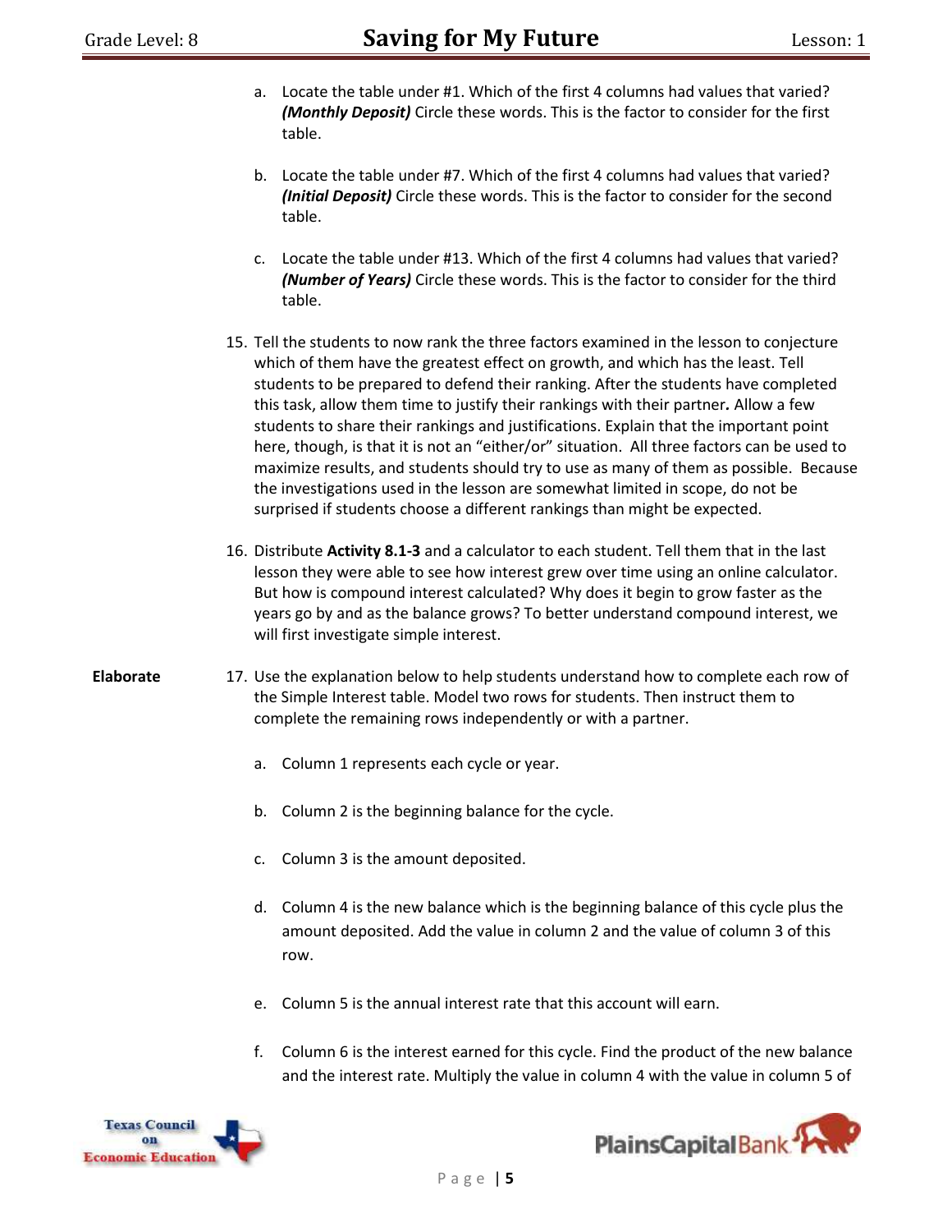a. Locate the table under #1. Which of the first 4 columns had values that varied? ***(Monthly Deposit)*** Circle these words. This is the factor to consider for the first table.

b. Locate the table under #7. Which of the first 4 columns had values that varied? ***(Initial Deposit)*** Circle these words. This is the factor to consider for the second table.

c. Locate the table under #13. Which of the first 4 columns had values that varied? ***(Number of Years)*** Circle these words. This is the factor to consider for the third table.

15. Tell the students to now rank the three factors examined in the lesson to conjecture which of them have the greatest effect on growth, and which has the least. Tell students to be prepared to defend their ranking. After the students have completed this task, allow them time to justify their rankings with their partner***.*** Allow a few students to share their rankings and justifications. Explain that the important point here, though, is that it is not an "either/or" situation. All three factors can be used to maximize results, and students should try to use as many of them as possible. Because the investigations used in the lesson are somewhat limited in scope, do not be surprised if students choose a different rankings than might be expected.

16. Distribute **Activity 8.1-3** and a calculator to each student. Tell them that in the last lesson they were able to see how interest grew over time using an online calculator. But how is compound interest calculated? Why does it begin to grow faster as the years go by and as the balance grows? To better understand compound interest, we will first investigate simple interest.

**Elaborate**

17. Use the explanation below to help students understand how to complete each row of the Simple Interest table. Model two rows for students. Then instruct them to complete the remaining rows independently or with a partner.

    a. Column 1 represents each cycle or year.

    b. Column 2 is the beginning balance for the cycle.

    c. Column 3 is the amount deposited.

    d. Column 4 is the new balance which is the beginning balance of this cycle plus the amount deposited. Add the value in column 2 and the value of column 3 of this row.

    e. Column 5 is the annual interest rate that this account will earn.

    f. Column 6 is the interest earned for this cycle. Find the product of the new balance and the interest rate. Multiply the value in column 4 with the value in column 5 of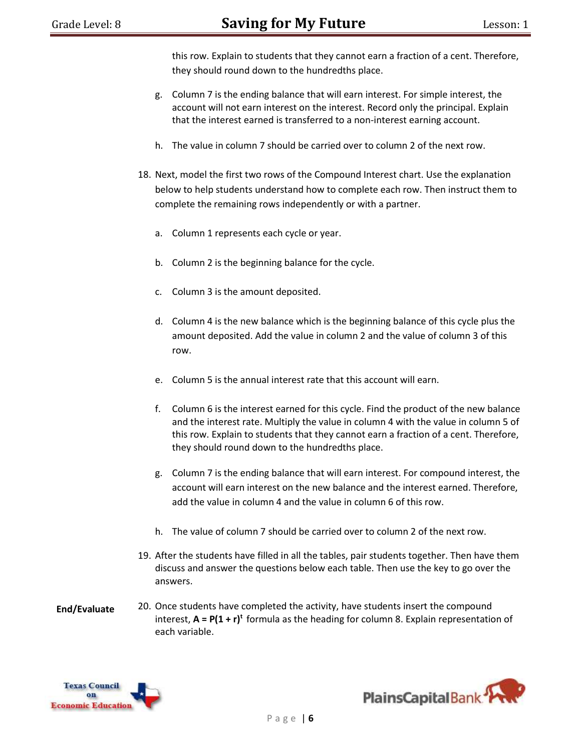this row. Explain to students that they cannot earn a fraction of a cent. Therefore, they should round down to the hundredths place.

g. Column 7 is the ending balance that will earn interest. For simple interest, the account will not earn interest on the interest. Record only the principal. Explain that the interest earned is transferred to a non-interest earning account.

h. The value in column 7 should be carried over to column 2 of the next row.

18. Next, model the first two rows of the Compound Interest chart. Use the explanation below to help students understand how to complete each row. Then instruct them to complete the remaining rows independently or with a partner.

    a. Column 1 represents each cycle or year.

    b. Column 2 is the beginning balance for the cycle.

    c. Column 3 is the amount deposited.

    d. Column 4 is the new balance which is the beginning balance of this cycle plus the amount deposited. Add the value in column 2 and the value of column 3 of this row.

    e. Column 5 is the annual interest rate that this account will earn.

    f. Column 6 is the interest earned for this cycle. Find the product of the new balance and the interest rate. Multiply the value in column 4 with the value in column 5 of this row. Explain to students that they cannot earn a fraction of a cent. Therefore, they should round down to the hundredths place.

    g. Column 7 is the ending balance that will earn interest. For compound interest, the account will earn interest on the new balance and the interest earned. Therefore, add the value in column 4 and the value in column 6 of this row.

    h. The value of column 7 should be carried over to column 2 of the next row.

19. After the students have filled in all the tables, pair students together. Then have them discuss and answer the questions below each table. Then use the key to go over the answers.

**End/Evaluate**

20. Once students have completed the activity, have students insert the compound interest, $\mathbf{A = P(1 + r)^t}$ formula as the heading for column 8. Explain representation of each variable.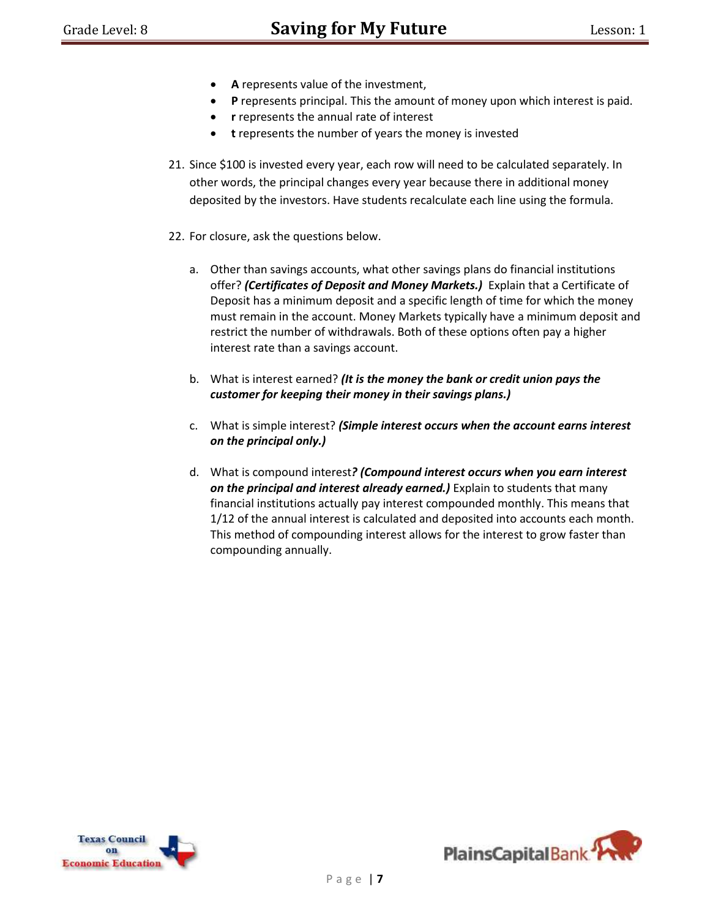- **A** represents value of the investment,
- **P** represents principal. This the amount of money upon which interest is paid.
- **r** represents the annual rate of interest
- **t** represents the number of years the money is invested

21. Since $100 is invested every year, each row will need to be calculated separately. In other words, the principal changes every year because there in additional money deposited by the investors. Have students recalculate each line using the formula.

22. For closure, ask the questions below.

    a. Other than savings accounts, what other savings plans do financial institutions offer? ***(Certificates of Deposit and Money Markets.)*** Explain that a Certificate of Deposit has a minimum deposit and a specific length of time for which the money must remain in the account. Money Markets typically have a minimum deposit and restrict the number of withdrawals. Both of these options often pay a higher interest rate than a savings account.

    b. What is interest earned? ***(It is the money the bank or credit union pays the customer for keeping their money in their savings plans.)***

    c. What is simple interest? ***(Simple interest occurs when the account earns interest on the principal only.)***

    d. What is compound interest***? (Compound interest occurs when you earn interest on the principal and interest already earned.)*** Explain to students that many financial institutions actually pay interest compounded monthly. This means that 1/12 of the annual interest is calculated and deposited into accounts each month. This method of compounding interest allows for the interest to grow faster than compounding annually.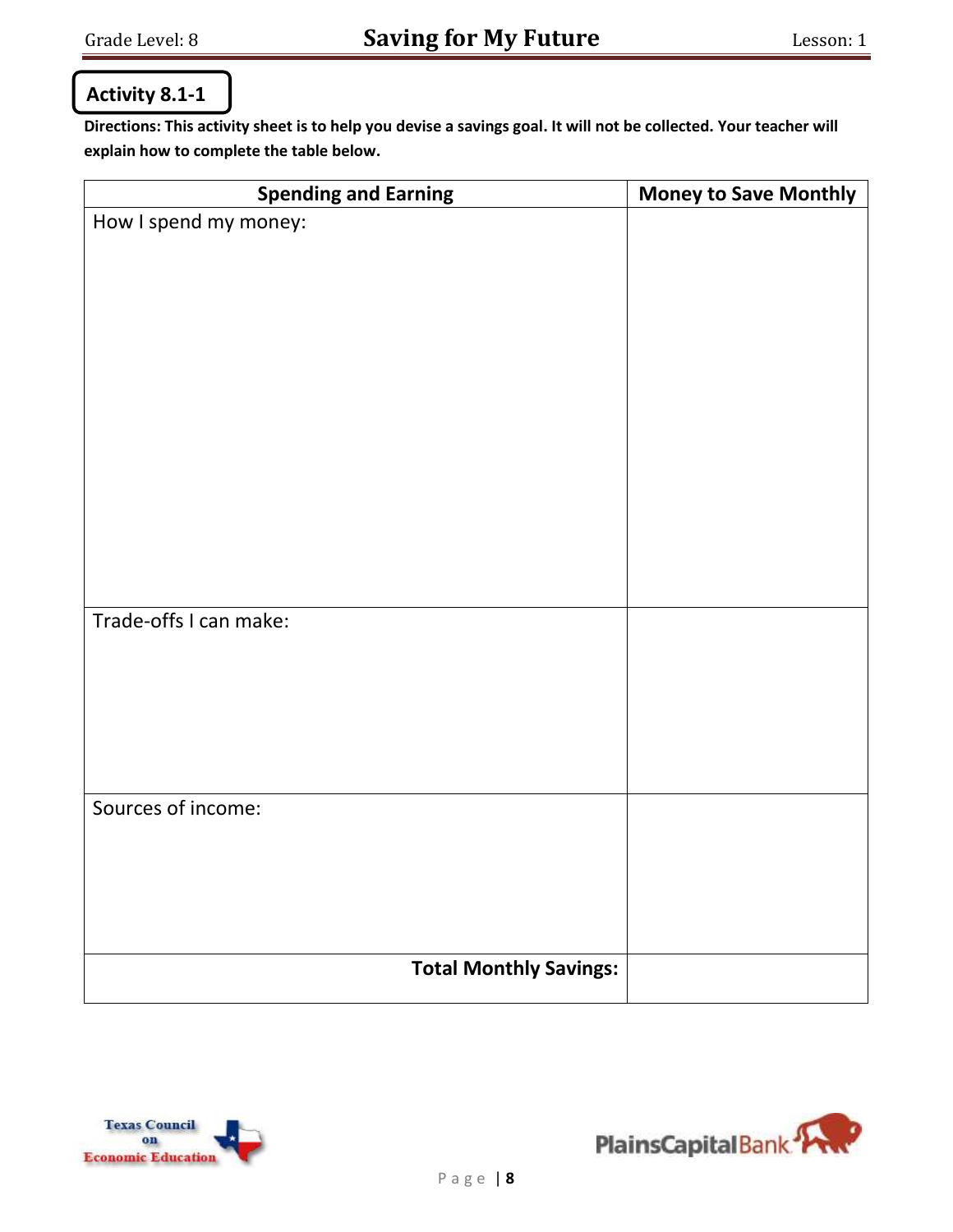## Activity 8.1-1

**Directions: This activity sheet is to help you devise a savings goal. It will not be collected. Your teacher will explain how to complete the table below.**

| Spending and Earning | Money to Save Monthly |
|---|---|
| How I spend my money: | |
| Trade-offs I can make: | |
| Sources of income: | |
| **Total Monthly Savings:** | |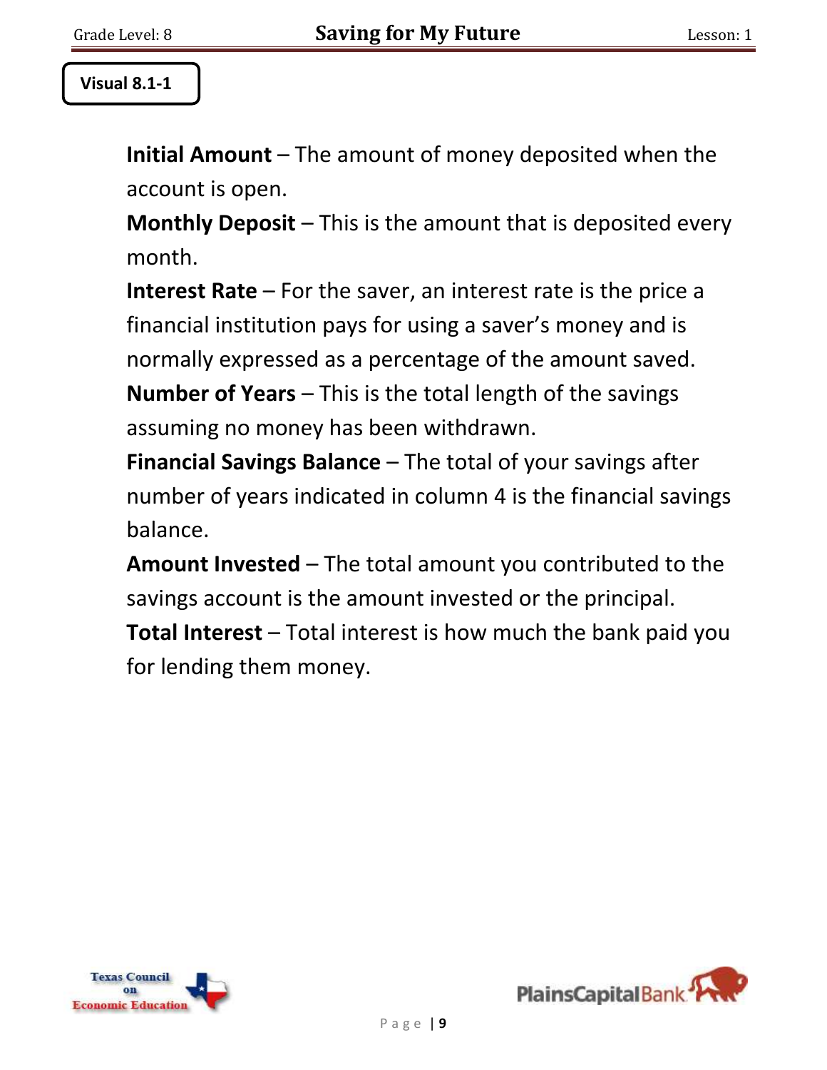**Visual 8.1-1**

**Initial Amount** – The amount of money deposited when the account is open.

**Monthly Deposit** – This is the amount that is deposited every month.

**Interest Rate** – For the saver, an interest rate is the price a financial institution pays for using a saver's money and is normally expressed as a percentage of the amount saved.

**Number of Years** – This is the total length of the savings assuming no money has been withdrawn.

**Financial Savings Balance** – The total of your savings after number of years indicated in column 4 is the financial savings balance.

**Amount Invested** – The total amount you contributed to the savings account is the amount invested or the principal.

**Total Interest** – Total interest is how much the bank paid you for lending them money.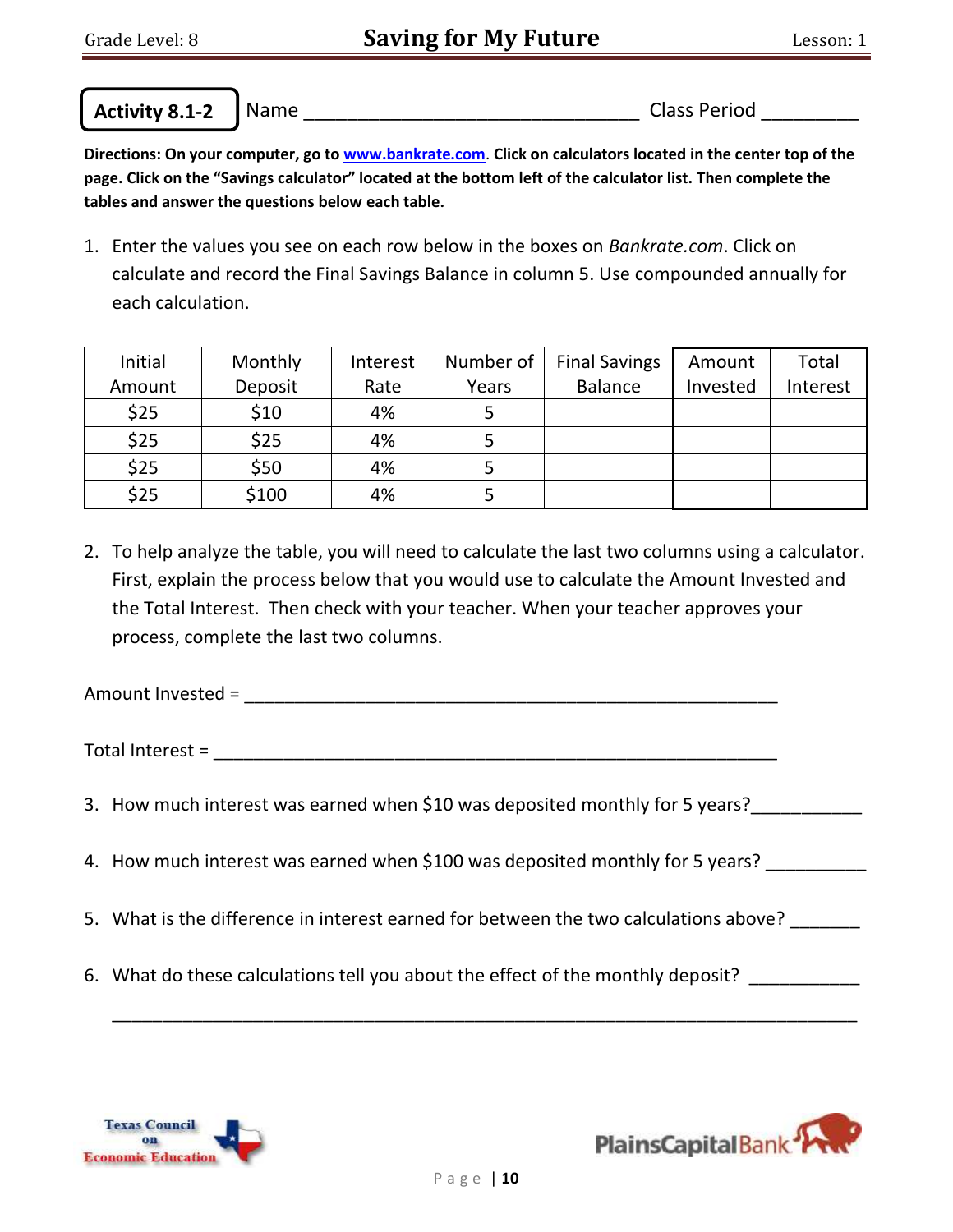**Activity 8.1-2** Name ______________________________ Class Period _________

**Directions: On your computer, go to www.bankrate.com. Click on calculators located in the center top of the page. Click on the "Savings calculator" located at the bottom left of the calculator list. Then complete the tables and answer the questions below each table.**

1. Enter the values you see on each row below in the boxes on *Bankrate.com*. Click on calculate and record the Final Savings Balance in column 5. Use compounded annually for each calculation.

| Initial Amount | Monthly Deposit | Interest Rate | Number of Years | Final Savings Balance | Amount Invested | Total Interest |
|---|---|---|---|---|---|---|
| $25 | $10 | 4% | 5 | | | |
| $25 | $25 | 4% | 5 | | | |
| $25 | $50 | 4% | 5 | | | |
| $25 | $100 | 4% | 5 | | | |

2. To help analyze the table, you will need to calculate the last two columns using a calculator. First, explain the process below that you would use to calculate the Amount Invested and the Total Interest. Then check with your teacher. When your teacher approves your process, complete the last two columns.

Amount Invested = ______________________________________________________

Total Interest = ________________________________________________________

3. How much interest was earned when $10 was deposited monthly for 5 years?___________

4. How much interest was earned when $100 was deposited monthly for 5 years? __________

5. What is the difference in interest earned for between the two calculations above? _______

6. What do these calculations tell you about the effect of the monthly deposit? ___________

   ___________________________________________________________________________

Texas Council on Economic Education

PlainsCapital Bank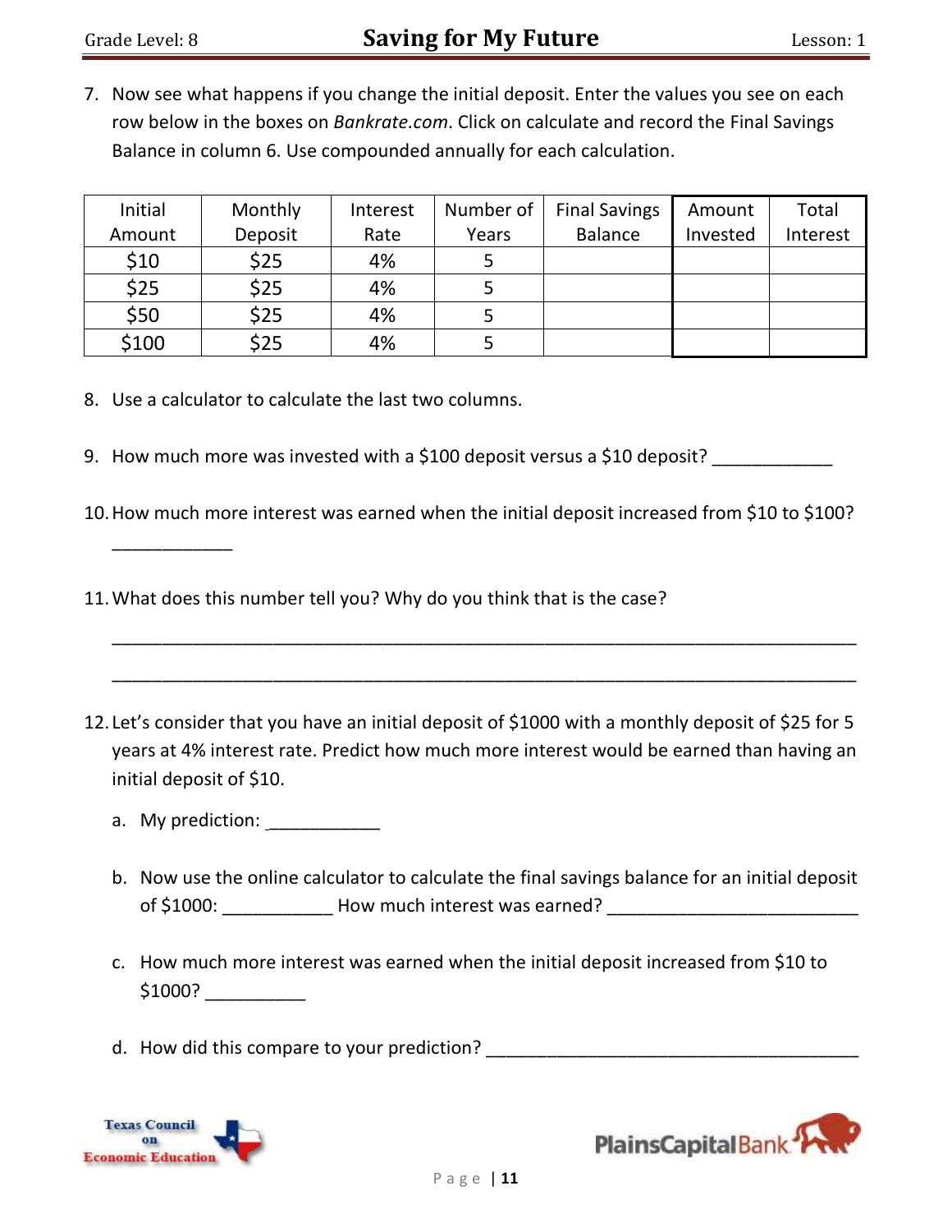7. Now see what happens if you change the initial deposit. Enter the values you see on each row below in the boxes on *Bankrate.com*. Click on calculate and record the Final Savings Balance in column 6. Use compounded annually for each calculation.

| Initial Amount | Monthly Deposit | Interest Rate | Number of Years | Final Savings Balance | Amount Invested | Total Interest |
|---|---|---|---|---|---|---|
| $10 | $25 | 4% | 5 | | | |
| $25 | $25 | 4% | 5 | | | |
| $50 | $25 | 4% | 5 | | | |
| $100 | $25 | 4% | 5 | | | |

8. Use a calculator to calculate the last two columns.

9. How much more was invested with a $100 deposit versus a $10 deposit? ____________

10. How much more interest was earned when the initial deposit increased from $10 to $100? ____________

11. What does this number tell you? Why do you think that is the case?

    ______________________________________________________________________________

    ______________________________________________________________________________

12. Let's consider that you have an initial deposit of $1000 with a monthly deposit of $25 for 5 years at 4% interest rate. Predict how much more interest would be earned than having an initial deposit of $10.

    a. My prediction: ___________

    b. Now use the online calculator to calculate the final savings balance for an initial deposit of $1000: ___________ How much interest was earned? _________________________

    c. How much more interest was earned when the initial deposit increased from $10 to $1000? __________

    d. How did this compare to your prediction? _____________________________________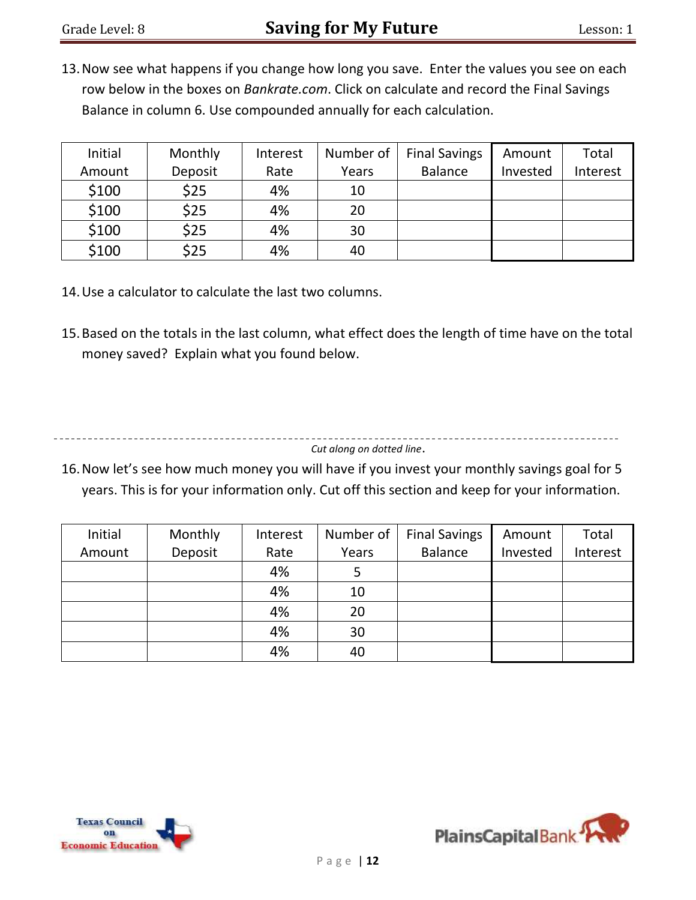13. Now see what happens if you change how long you save. Enter the values you see on each row below in the boxes on *Bankrate.com*. Click on calculate and record the Final Savings Balance in column 6. Use compounded annually for each calculation.

| Initial Amount | Monthly Deposit | Interest Rate | Number of Years | Final Savings Balance | Amount Invested | Total Interest |
|---|---|---|---|---|---|---|
| $100 | $25 | 4% | 10 | | | |
| $100 | $25 | 4% | 20 | | | |
| $100 | $25 | 4% | 30 | | | |
| $100 | $25 | 4% | 40 | | | |

14. Use a calculator to calculate the last two columns.

15. Based on the totals in the last column, what effect does the length of time have on the total money saved? Explain what you found below.

---

*Cut along on dotted line*.

16. Now let's see how much money you will have if you invest your monthly savings goal for 5 years. This is for your information only. Cut off this section and keep for your information.

| Initial Amount | Monthly Deposit | Interest Rate | Number of Years | Final Savings Balance | Amount Invested | Total Interest |
|---|---|---|---|---|---|---|
| | | 4% | 5 | | | |
| | | 4% | 10 | | | |
| | | 4% | 20 | | | |
| | | 4% | 30 | | | |
| | | 4% | 40 | | | |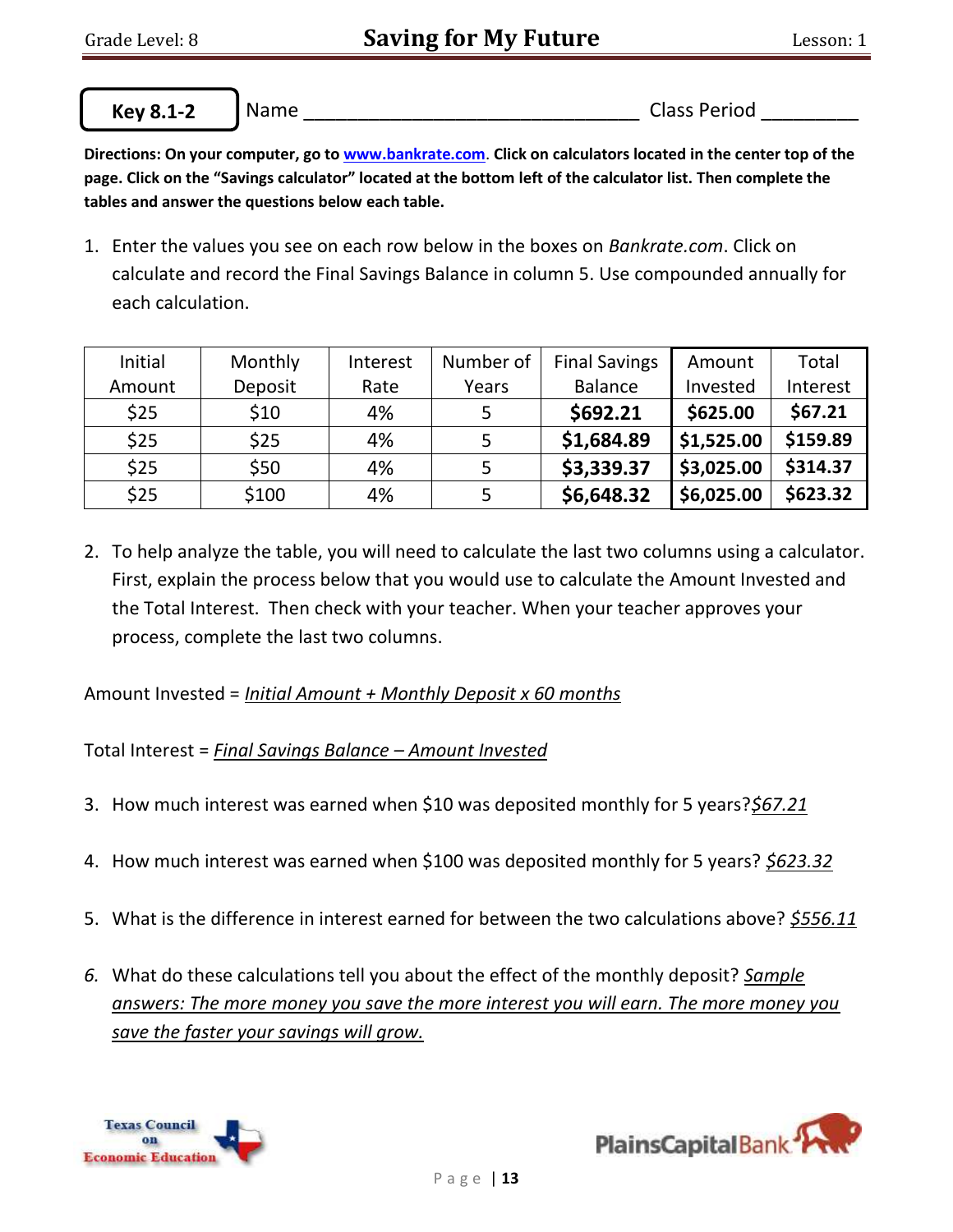**Key 8.1-2** Name ______________________________ Class Period _________

**Directions: On your computer, go to [www.bankrate.com](http://www.bankrate.com). Click on calculators located in the center top of the page. Click on the "Savings calculator" located at the bottom left of the calculator list. Then complete the tables and answer the questions below each table.**

1. Enter the values you see on each row below in the boxes on *Bankrate.com*. Click on calculate and record the Final Savings Balance in column 5. Use compounded annually for each calculation.

| Initial Amount | Monthly Deposit | Interest Rate | Number of Years | Final Savings Balance | Amount Invested | Total Interest |
|---|---|---|---|---|---|---|
| $25 | $10 | 4% | 5 | **$692.21** | **$625.00** | **$67.21** |
| $25 | $25 | 4% | 5 | **$1,684.89** | **$1,525.00** | **$159.89** |
| $25 | $50 | 4% | 5 | **$3,339.37** | **$3,025.00** | **$314.37** |
| $25 | $100 | 4% | 5 | **$6,648.32** | **$6,025.00** | **$623.32** |

2. To help analyze the table, you will need to calculate the last two columns using a calculator. First, explain the process below that you would use to calculate the Amount Invested and the Total Interest. Then check with your teacher. When your teacher approves your process, complete the last two columns.

Amount Invested = *Initial Amount + Monthly Deposit x 60 months*

Total Interest = *Final Savings Balance – Amount Invested*

3. How much interest was earned when $10 was deposited monthly for 5 years? *$67.21*

4. How much interest was earned when $100 was deposited monthly for 5 years? *$623.32*

5. What is the difference in interest earned for between the two calculations above? *$556.11*

6. What do these calculations tell you about the effect of the monthly deposit? *Sample answers: The more money you save the more interest you will earn. The more money you save the faster your savings will grow.*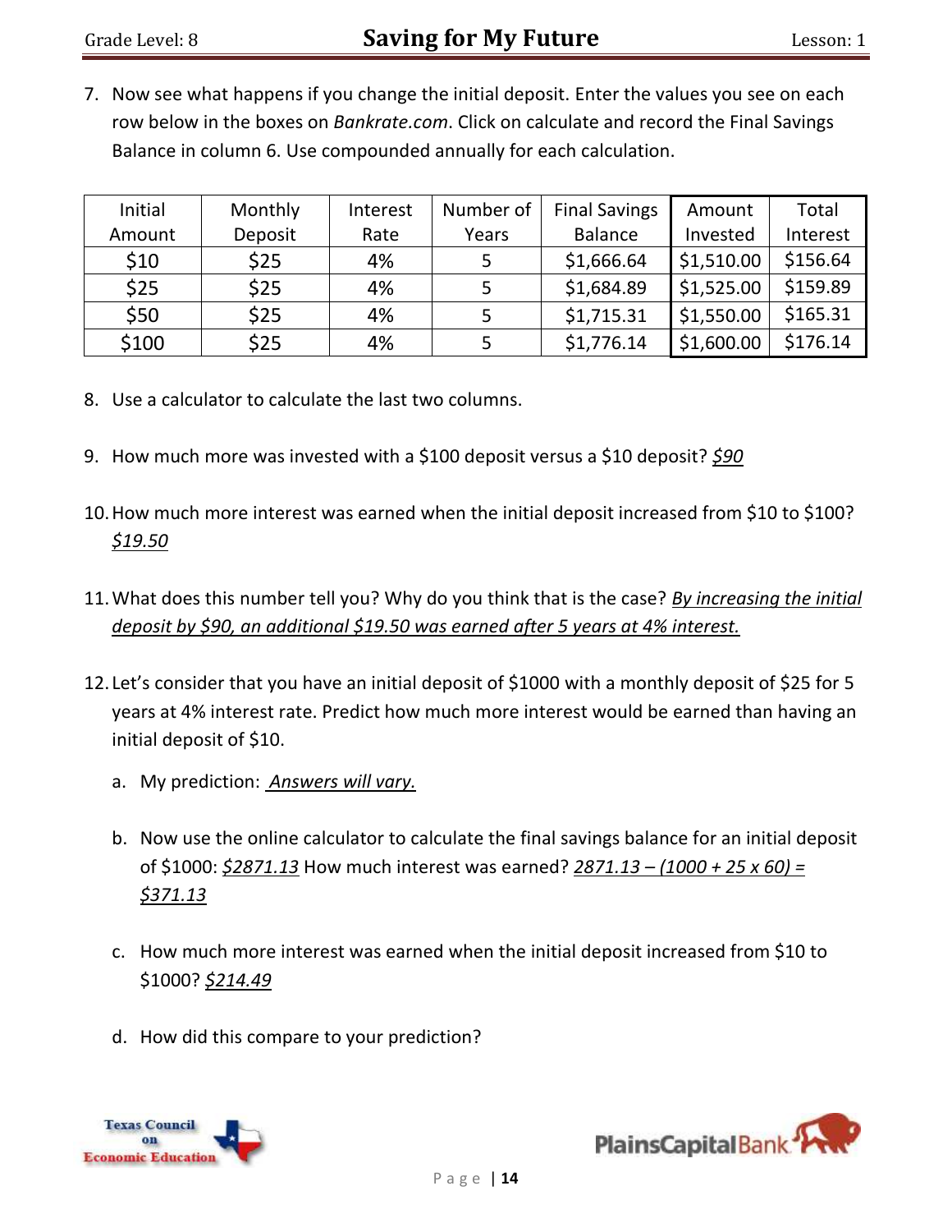7. Now see what happens if you change the initial deposit. Enter the values you see on each row below in the boxes on *Bankrate.com*. Click on calculate and record the Final Savings Balance in column 6. Use compounded annually for each calculation.

| Initial Amount | Monthly Deposit | Interest Rate | Number of Years | Final Savings Balance | Amount Invested | Total Interest |
|---|---|---|---|---|---|---|
| $10 | $25 | 4% | 5 | $1,666.64 | $1,510.00 | $156.64 |
| $25 | $25 | 4% | 5 | $1,684.89 | $1,525.00 | $159.89 |
| $50 | $25 | 4% | 5 | $1,715.31 | $1,550.00 | $165.31 |
| $100 | $25 | 4% | 5 | $1,776.14 | $1,600.00 | $176.14 |

8. Use a calculator to calculate the last two columns.

9. How much more was invested with a $100 deposit versus a $10 deposit? *$90*

10. How much more interest was earned when the initial deposit increased from $10 to $100? *$19.50*

11. What does this number tell you? Why do you think that is the case? *By increasing the initial deposit by $90, an additional $19.50 was earned after 5 years at 4% interest.*

12. Let's consider that you have an initial deposit of $1000 with a monthly deposit of $25 for 5 years at 4% interest rate. Predict how much more interest would be earned than having an initial deposit of $10.

    a. My prediction: *Answers will vary.*

    b. Now use the online calculator to calculate the final savings balance for an initial deposit of $1000: *$2871.13* How much interest was earned? *2871.13 – (1000 + 25 x 60) = $371.13*

    c. How much more interest was earned when the initial deposit increased from $10 to $1000? *$214.49*

    d. How did this compare to your prediction?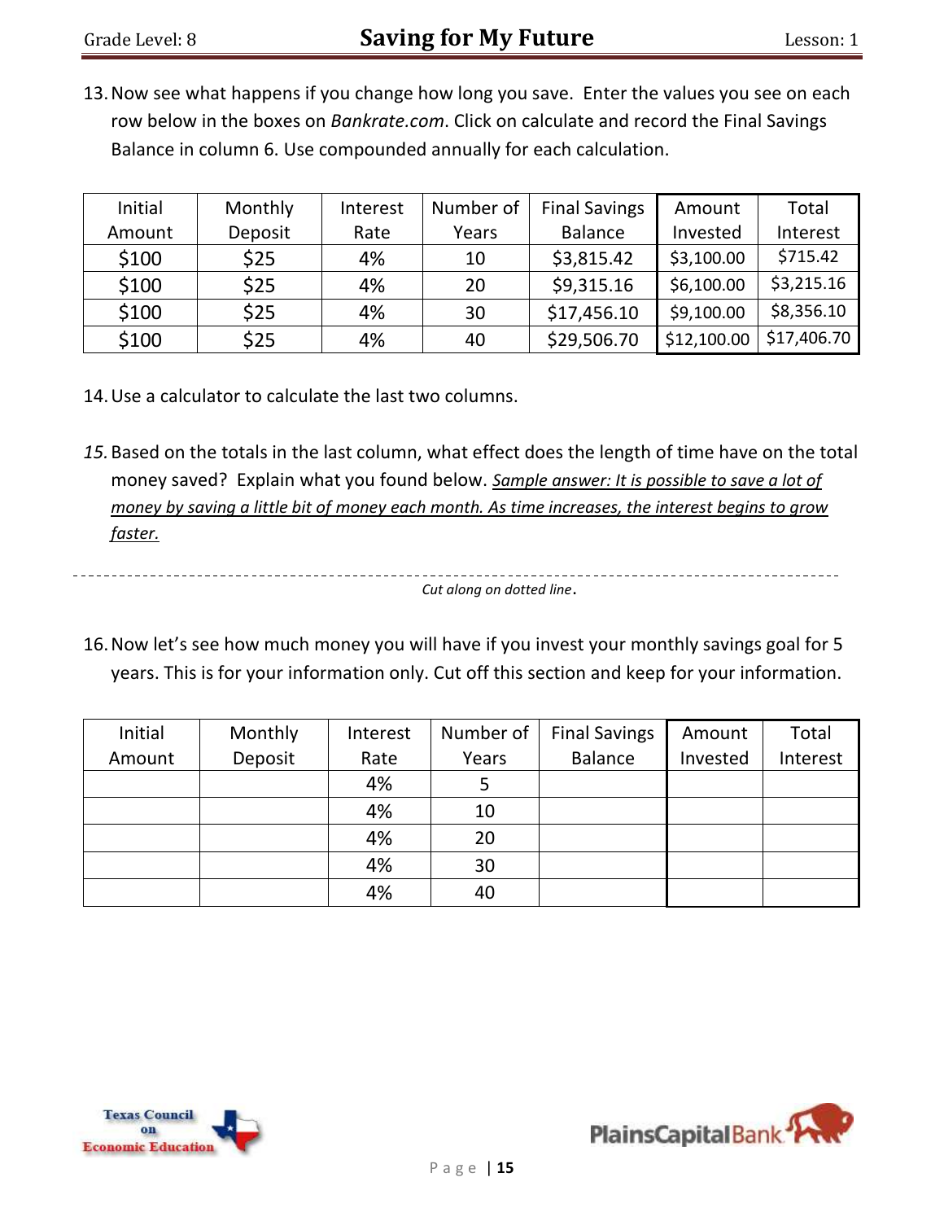13. Now see what happens if you change how long you save. Enter the values you see on each row below in the boxes on *Bankrate.com*. Click on calculate and record the Final Savings Balance in column 6. Use compounded annually for each calculation.

| Initial Amount | Monthly Deposit | Interest Rate | Number of Years | Final Savings Balance | Amount Invested | Total Interest |
|---|---|---|---|---|---|---|
| $100 | $25 | 4% | 10 | $3,815.42 | $3,100.00 | $715.42 |
| $100 | $25 | 4% | 20 | $9,315.16 | $6,100.00 | $3,215.16 |
| $100 | $25 | 4% | 30 | $17,456.10 | $9,100.00 | $8,356.10 |
| $100 | $25 | 4% | 40 | $29,506.70 | $12,100.00 | $17,406.70 |

14. Use a calculator to calculate the last two columns.

*15.* Based on the totals in the last column, what effect does the length of time have on the total money saved? Explain what you found below. *Sample answer: It is possible to save a lot of money by saving a little bit of money each month. As time increases, the interest begins to grow faster.*

*Cut along on dotted line*.

16. Now let's see how much money you will have if you invest your monthly savings goal for 5 years. This is for your information only. Cut off this section and keep for your information.

| Initial Amount | Monthly Deposit | Interest Rate | Number of Years | Final Savings Balance | Amount Invested | Total Interest |
|---|---|---|---|---|---|---|
| | | 4% | 5 | | | |
| | | 4% | 10 | | | |
| | | 4% | 20 | | | |
| | | 4% | 30 | | | |
| | | 4% | 40 | | | |

Texas Council on Economic Education

PlainsCapital Bank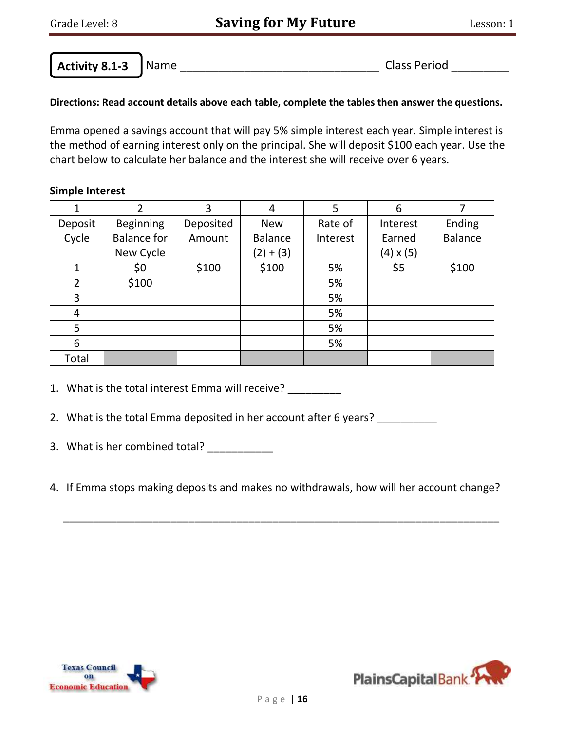**Activity 8.1-3** Name _______________________________ Class Period _________

**Directions: Read account details above each table, complete the tables then answer the questions.**

Emma opened a savings account that will pay 5% simple interest each year. Simple interest is the method of earning interest only on the principal. She will deposit $100 each year. Use the chart below to calculate her balance and the interest she will receive over 6 years.

**Simple Interest**

| 1 | 2 | 3 | 4 | 5 | 6 | 7 |
|---|---|---|---|---|---|---|
| Deposit Cycle | Beginning Balance for New Cycle | Deposited Amount | New Balance (2) + (3) | Rate of Interest | Interest Earned (4) x (5) | Ending Balance |
| 1 | $0 | $100 | $100 | 5% | $5 | $100 |
| 2 | $100 | | | 5% | | |
| 3 | | | | 5% | | |
| 4 | | | | 5% | | |
| 5 | | | | 5% | | |
| 6 | | | | 5% | | |
| Total | | | | | | |

1. What is the total interest Emma will receive? _________

2. What is the total Emma deposited in her account after 6 years? __________

3. What is her combined total? ___________

4. If Emma stops making deposits and makes no withdrawals, how will her account change?

________________________________________________________________________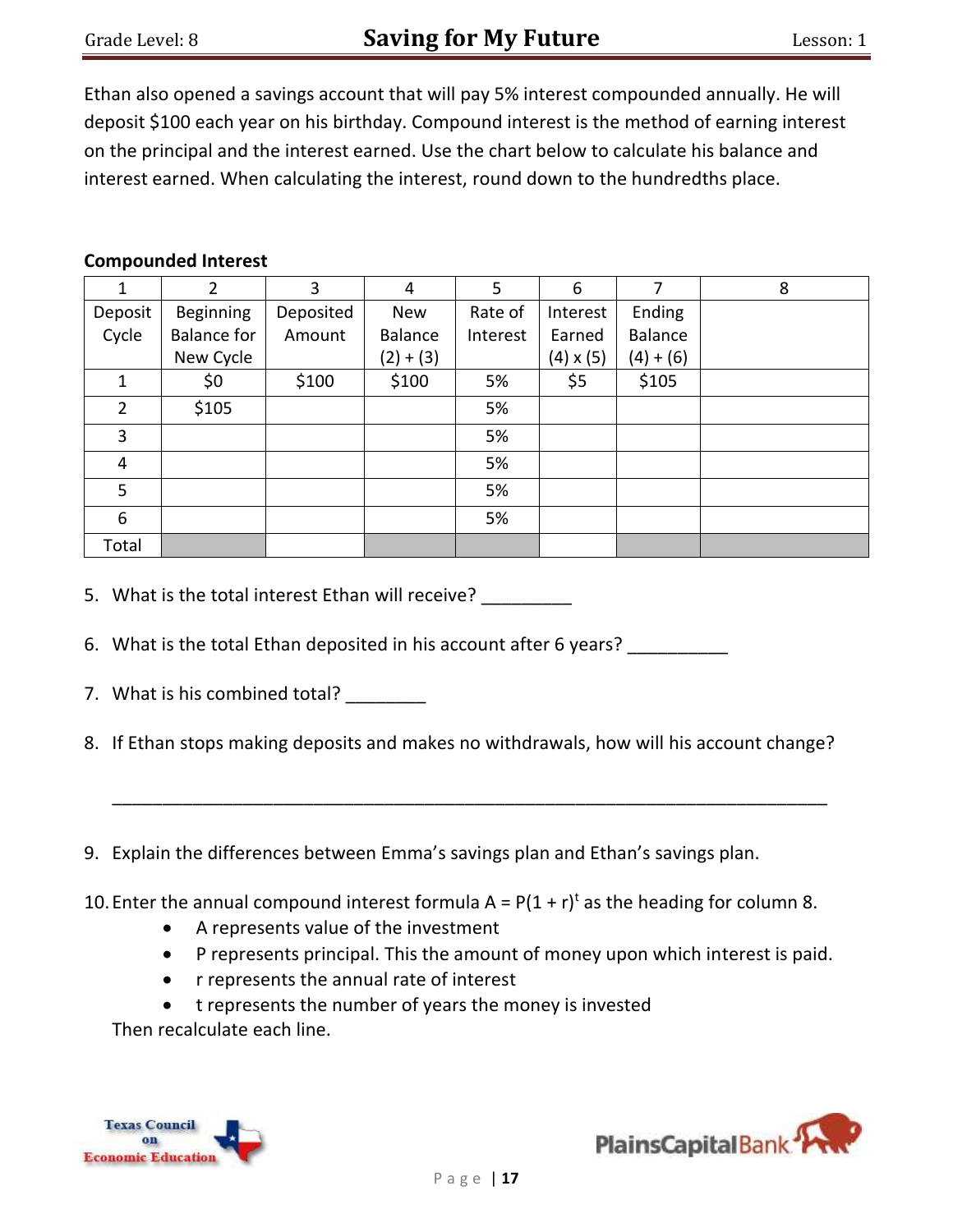Ethan also opened a savings account that will pay 5% interest compounded annually. He will deposit $100 each year on his birthday. Compound interest is the method of earning interest on the principal and the interest earned. Use the chart below to calculate his balance and interest earned. When calculating the interest, round down to the hundredths place.

**Compounded Interest**

| 1 | 2 | 3 | 4 | 5 | 6 | 7 | 8 |
|---|---|---|---|---|---|---|---|
| Deposit Cycle | Beginning Balance for New Cycle | Deposited Amount | New Balance (2) + (3) | Rate of Interest | Interest Earned (4) x (5) | Ending Balance (4) + (6) | |
| 1 | $0 | $100 | $100 | 5% | $5 | $105 | |
| 2 | $105 | | | 5% | | | |
| 3 | | | | 5% | | | |
| 4 | | | | 5% | | | |
| 5 | | | | 5% | | | |
| 6 | | | | 5% | | | |
| Total | | | | | | | |

5. What is the total interest Ethan will receive? _________

6. What is the total Ethan deposited in his account after 6 years? __________

7. What is his combined total? ________

8. If Ethan stops making deposits and makes no withdrawals, how will his account change?

   ______________________________________________________________________

9. Explain the differences between Emma's savings plan and Ethan's savings plan.

10. Enter the annual compound interest formula $A = P(1 + r)^t$ as the heading for column 8.
    - A represents value of the investment
    - P represents principal. This the amount of money upon which interest is paid.
    - r represents the annual rate of interest
    - t represents the number of years the money is invested

    Then recalculate each line.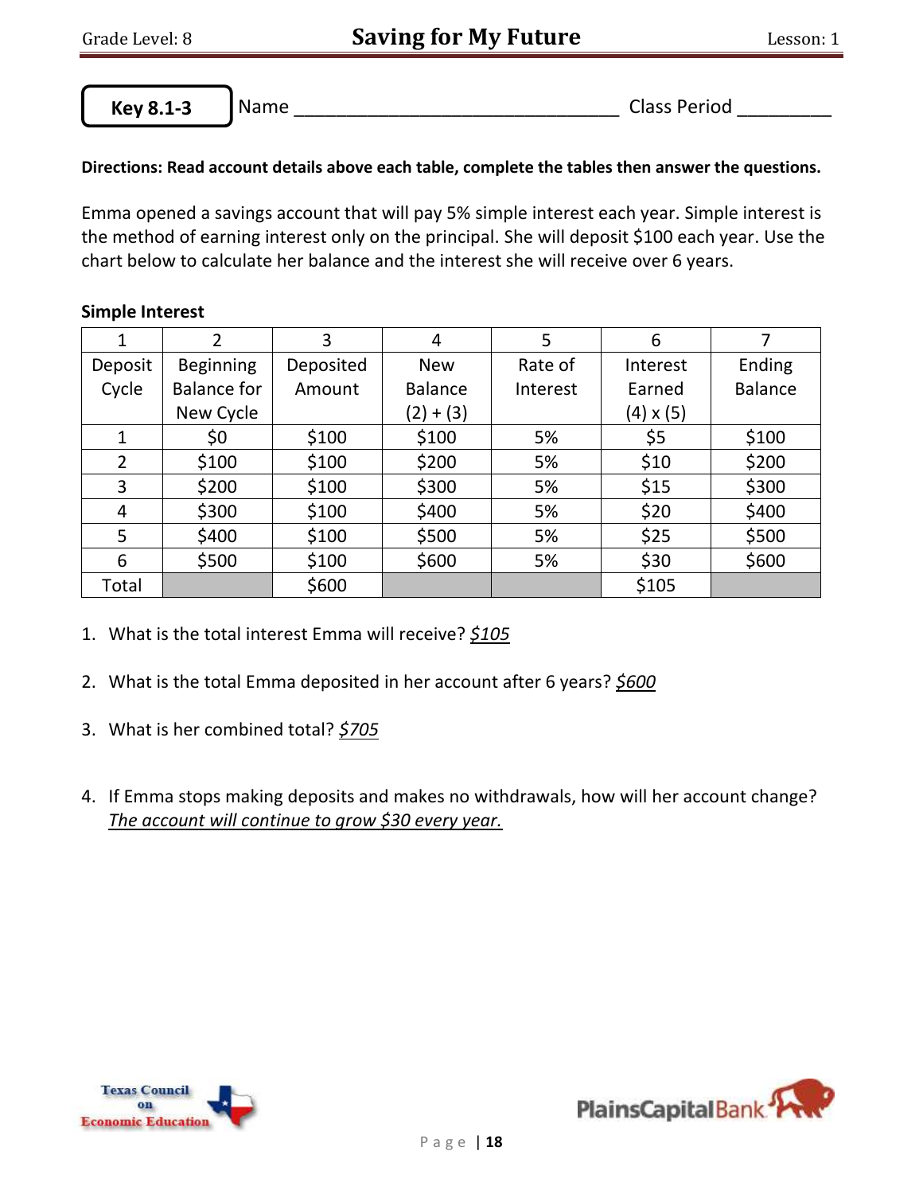Key 8.1-3

Name ______________________________ Class Period _________

**Directions: Read account details above each table, complete the tables then answer the questions.**

Emma opened a savings account that will pay 5% simple interest each year. Simple interest is the method of earning interest only on the principal. She will deposit $100 each year. Use the chart below to calculate her balance and the interest she will receive over 6 years.

**Simple Interest**

| 1 | 2 | 3 | 4 | 5 | 6 | 7 |
|---|---|---|---|---|---|---|
| Deposit Cycle | Beginning Balance for New Cycle | Deposited Amount | New Balance (2) + (3) | Rate of Interest | Interest Earned (4) x (5) | Ending Balance |
| 1 | $0 | $100 | $100 | 5% | $5 | $100 |
| 2 | $100 | $100 | $200 | 5% | $10 | $200 |
| 3 | $200 | $100 | $300 | 5% | $15 | $300 |
| 4 | $300 | $100 | $400 | 5% | $20 | $400 |
| 5 | $400 | $100 | $500 | 5% | $25 | $500 |
| 6 | $500 | $100 | $600 | 5% | $30 | $600 |
| Total | | $600 | | | $105 | |

1. What is the total interest Emma will receive? *$105*
2. What is the total Emma deposited in her account after 6 years? *$600*
3. What is her combined total? *$705*
4. If Emma stops making deposits and makes no withdrawals, how will her account change? *The account will continue to grow $30 every year.*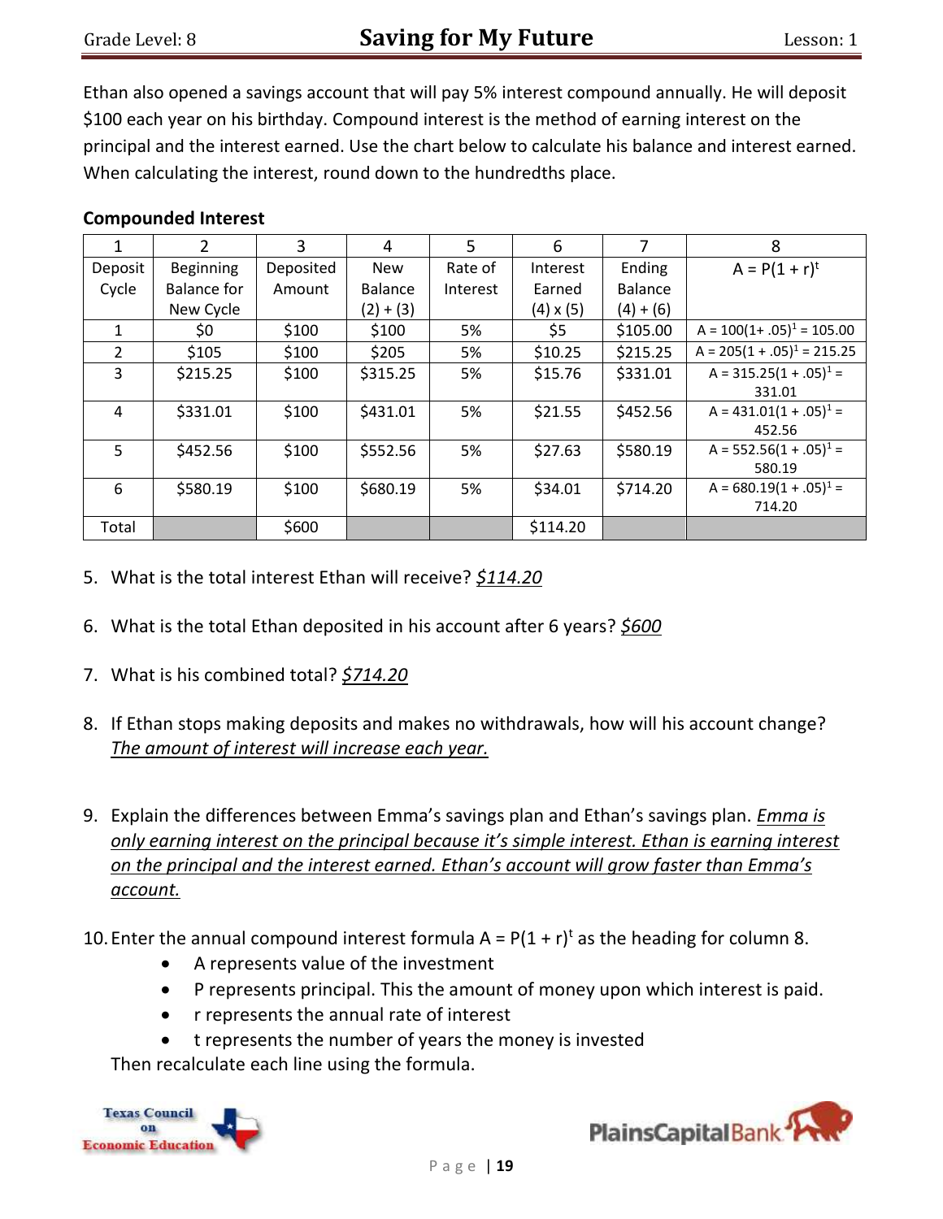Ethan also opened a savings account that will pay 5% interest compound annually. He will deposit \$100 each year on his birthday. Compound interest is the method of earning interest on the principal and the interest earned. Use the chart below to calculate his balance and interest earned. When calculating the interest, round down to the hundredths place.

**Compounded Interest**

| 1 | 2 | 3 | 4 | 5 | 6 | 7 | 8 |
|---|---|---|---|---|---|---|---|
| Deposit Cycle | Beginning Balance for New Cycle | Deposited Amount | New Balance (2) + (3) | Rate of Interest | Interest Earned (4) x (5) | Ending Balance (4) + (6) | $A = P(1 + r)^t$ |
| 1 | \$0 | \$100 | \$100 | 5% | \$5 | \$105.00 | $A = 100(1+ .05)^1 = 105.00$ |
| 2 | \$105 | \$100 | \$205 | 5% | \$10.25 | \$215.25 | $A = 205(1 + .05)^1 = 215.25$ |
| 3 | \$215.25 | \$100 | \$315.25 | 5% | \$15.76 | \$331.01 | $A = 315.25(1 + .05)^1 = 331.01$ |
| 4 | \$331.01 | \$100 | \$431.01 | 5% | \$21.55 | \$452.56 | $A = 431.01(1 + .05)^1 = 452.56$ |
| 5 | \$452.56 | \$100 | \$552.56 | 5% | \$27.63 | \$580.19 | $A = 552.56(1 + .05)^1 = 580.19$ |
| 6 | \$580.19 | \$100 | \$680.19 | 5% | \$34.01 | \$714.20 | $A = 680.19(1 + .05)^1 = 714.20$ |
| Total | | \$600 | | | \$114.20 | | |

5. What is the total interest Ethan will receive? *\$114.20*

6. What is the total Ethan deposited in his account after 6 years? *\$600*

7. What is his combined total? *\$714.20*

8. If Ethan stops making deposits and makes no withdrawals, how will his account change? *The amount of interest will increase each year.*

9. Explain the differences between Emma's savings plan and Ethan's savings plan. *Emma is only earning interest on the principal because it's simple interest. Ethan is earning interest on the principal and the interest earned. Ethan's account will grow faster than Emma's account.*

10. Enter the annual compound interest formula $A = P(1 + r)^t$ as the heading for column 8.
    - A represents value of the investment
    - P represents principal. This the amount of money upon which interest is paid.
    - r represents the annual rate of interest
    - t represents the number of years the money is invested

    Then recalculate each line using the formula.

Texas Council on Economic Education

PlainsCapitalBank